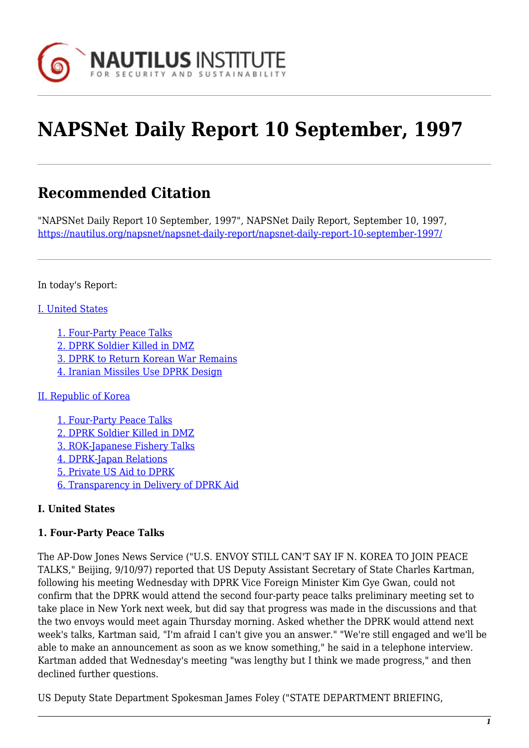# NAPSNet Daily Report 10 September, 1997

## Recommended Citation

"NAPSNet Daily Report 10 September, 1997", NAPSNet Daily Report, September 10, 1997, https://nautilus.org/napsnet/napsnet-daily-report/napsnet-daily-report-10-september-1997/

In today's Report:

I. United States

- 1. Four-Party Peace Talks
- 2. DPRK Soldier Killed in DMZ
- 3. DPRK to Return Korean War Remains
- 4. Iranian Missiles Use DPRK Design

II. Republic of Korea

- 1. Four-Party Peace Talks
- 2. DPRK Soldier Killed in DMZ
- 3. ROK-Japanese Fishery Talks
- 4. DPRK-Japan Relations
- 5. Private US Aid to DPRK
- 6. Transparency in Delivery of DPRK Aid

**I. United States**

**1. Four-Party Peace Talks**

The AP-Dow Jones News Service ("U.S. ENVOY STILL CAN'T SAY IF N. KOREA TO JOIN PEACE TALKS," Beijing, 9/10/97) reported that US Deputy Assistant Secretary of State Charles Kartman, following his meeting Wednesday with DPRK Vice Foreign Minister Kim Gye Gwan, could not confirm that the DPRK would attend the second four-party peace talks preliminary meeting set to take place in New York next week, but did say that progress was made in the discussions and that the two envoys would meet again Thursday morning. Asked whether the DPRK would attend next week's talks, Kartman said, "I'm afraid I can't give you an answer." "We're still engaged and we'll be able to make an announcement as soon as we know something," he said in a telephone interview. Kartman added that Wednesday's meeting "was lengthy but I think we made progress," and then declined further questions.

US Deputy State Department Spokesman James Foley ("STATE DEPARTMENT BRIEFING,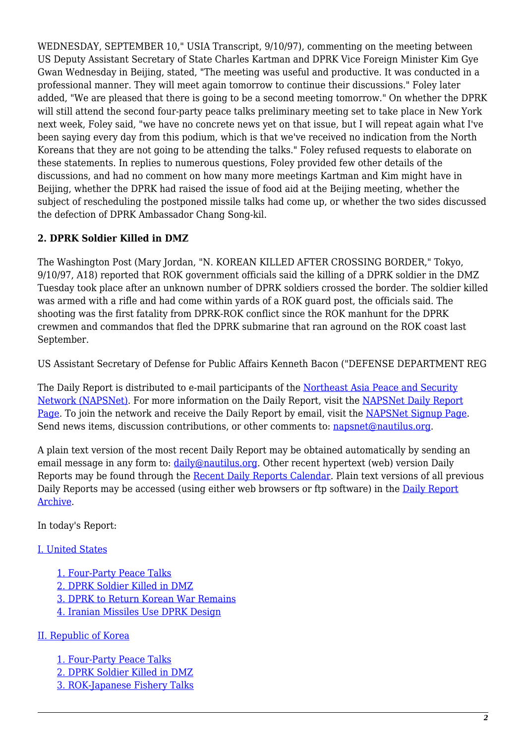WEDNESDAY, SEPTEMBER 10," USIA Transcript, 9/10/97), commenting on the meeting between US Deputy Assistant Secretary of State Charles Kartman and DPRK Vice Foreign Minister Kim Gye Gwan Wednesday in Beijing, stated, "The meeting was useful and productive. It was conducted in a professional manner. They will meet again tomorrow to continue their discussions." Foley later added, "We are pleased that there is going to be a second meeting tomorrow." On whether the DPRK will still attend the second four-party peace talks preliminary meeting set to take place in New York next week, Foley said, "we have no concrete news yet on that issue, but I will repeat again what I've been saying every day from this podium, which is that we've received no indication from the North Koreans that they are not going to be attending the talks." Foley refused requests to elaborate on these statements. In replies to numerous questions, Foley provided few other details of the discussions, and had no comment on how many more meetings Kartman and Kim might have in Beijing, whether the DPRK had raised the issue of food aid at the Beijing meeting, whether the subject of rescheduling the postponed missile talks had come up, or whether the two sides discussed the defection of DPRK Ambassador Chang Song-kil.

### 2. DPRK Soldier Killed in DMZ

The Washington Post (Mary Jordan, "N. KOREAN KILLED AFTER CROSSING BORDER," Tokyo, 9/10/97, A18) reported that ROK government officials said the killing of a DPRK soldier in the DMZ Tuesday took place after an unknown number of DPRK soldiers crossed the border. The soldier killed was armed with a rifle and had come within yards of a ROK guard post, the officials said. The shooting was the first fatality from DPRK-ROK conflict since the ROK manhunt for the DPRK crewmen and commandos that fled the DPRK submarine that ran aground on the ROK coast last September.

US Assistant Secretary of Defense for Public Affairs Kenneth Bacon ("DEFENSE DEPARTMENT REG

The Daily Report is distributed to e-mail participants of the Northeast Asia Peace and Security Network (NAPSNet). For more information on the Daily Report, visit the NAPSNet Daily Report Page. To join the network and receive the Daily Report by email, visit the NAPSNet Signup Page. Send news items, discussion contributions, or other comments to: napsnet@nautilus.org.

A plain text version of the most recent Daily Report may be obtained automatically by sending an email message in any form to: daily@nautilus.org. Other recent hypertext (web) version Daily Reports may be found through the Recent Daily Reports Calendar. Plain text versions of all previous Daily Reports may be accessed (using either web browsers or ftp software) in the Daily Report Archive.

In today's Report:

I. United States

- 1. Four-Party Peace Talks
- 2. DPRK Soldier Killed in DMZ
- 3. DPRK to Return Korean War Remains
- 4. Iranian Missiles Use DPRK Design

II. Republic of Korea

- 1. Four-Party Peace Talks
- 2. DPRK Soldier Killed in DMZ
- 3. ROK-Japanese Fishery Talks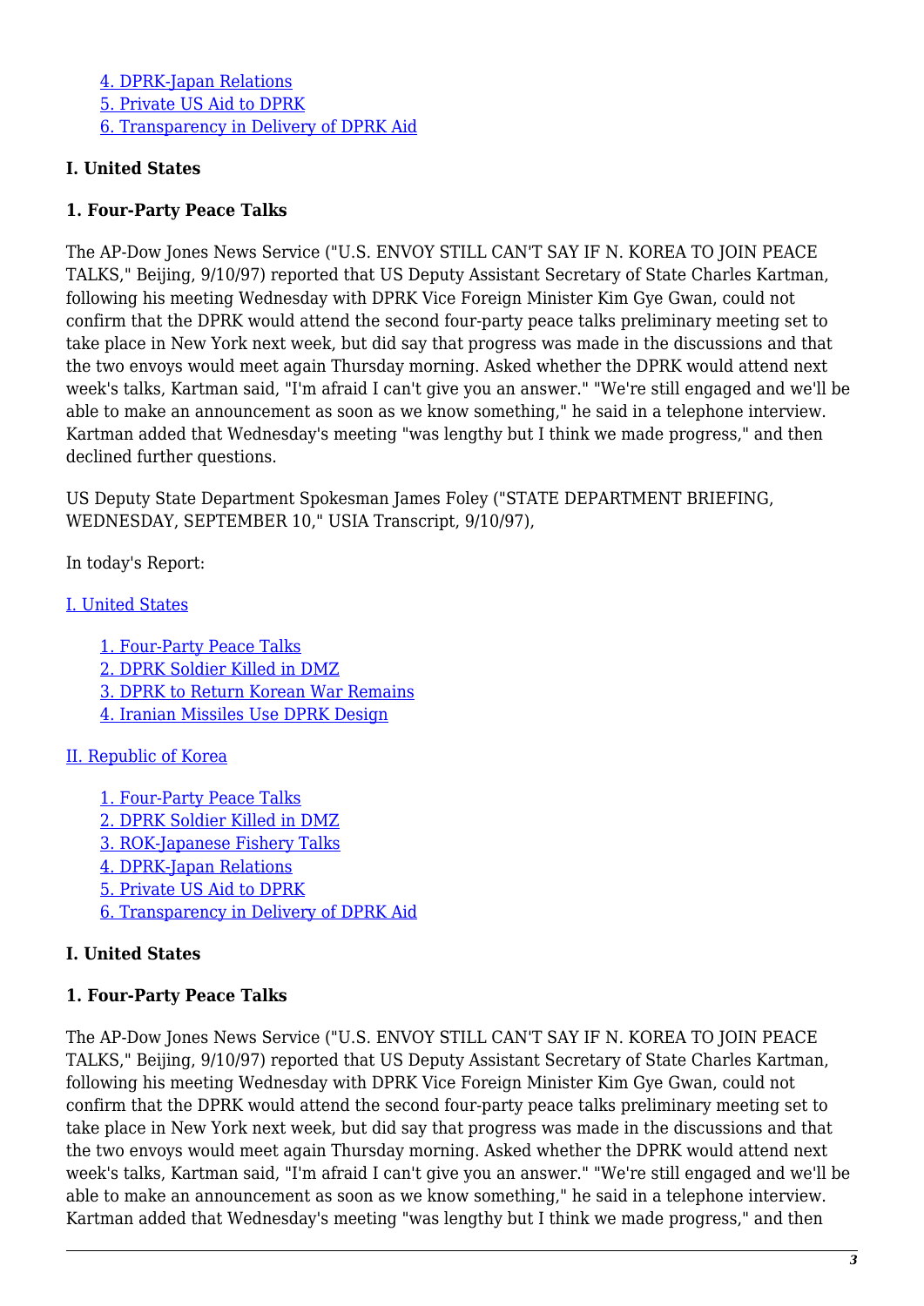[4. DPRK-Japan Relations](#)
[5. Private US Aid to DPRK](#)
[6. Transparency in Delivery of DPRK Aid](#)

**I. United States**

**1. Four-Party Peace Talks**

The AP-Dow Jones News Service ("U.S. ENVOY STILL CAN'T SAY IF N. KOREA TO JOIN PEACE TALKS," Beijing, 9/10/97) reported that US Deputy Assistant Secretary of State Charles Kartman, following his meeting Wednesday with DPRK Vice Foreign Minister Kim Gye Gwan, could not confirm that the DPRK would attend the second four-party peace talks preliminary meeting set to take place in New York next week, but did say that progress was made in the discussions and that the two envoys would meet again Thursday morning. Asked whether the DPRK would attend next week's talks, Kartman said, "I'm afraid I can't give you an answer." "We're still engaged and we'll be able to make an announcement as soon as we know something," he said in a telephone interview. Kartman added that Wednesday's meeting "was lengthy but I think we made progress," and then declined further questions.

US Deputy State Department Spokesman James Foley ("STATE DEPARTMENT BRIEFING, WEDNESDAY, SEPTEMBER 10," USIA Transcript, 9/10/97),

In today's Report:

[I. United States](#)

- [1. Four-Party Peace Talks](#)
- [2. DPRK Soldier Killed in DMZ](#)
- [3. DPRK to Return Korean War Remains](#)
- [4. Iranian Missiles Use DPRK Design](#)

[II. Republic of Korea](#)

- [1. Four-Party Peace Talks](#)
- [2. DPRK Soldier Killed in DMZ](#)
- [3. ROK-Japanese Fishery Talks](#)
- [4. DPRK-Japan Relations](#)
- [5. Private US Aid to DPRK](#)
- [6. Transparency in Delivery of DPRK Aid](#)

**I. United States**

**1. Four-Party Peace Talks**

The AP-Dow Jones News Service ("U.S. ENVOY STILL CAN'T SAY IF N. KOREA TO JOIN PEACE TALKS," Beijing, 9/10/97) reported that US Deputy Assistant Secretary of State Charles Kartman, following his meeting Wednesday with DPRK Vice Foreign Minister Kim Gye Gwan, could not confirm that the DPRK would attend the second four-party peace talks preliminary meeting set to take place in New York next week, but did say that progress was made in the discussions and that the two envoys would meet again Thursday morning. Asked whether the DPRK would attend next week's talks, Kartman said, "I'm afraid I can't give you an answer." "We're still engaged and we'll be able to make an announcement as soon as we know something," he said in a telephone interview. Kartman added that Wednesday's meeting "was lengthy but I think we made progress," and then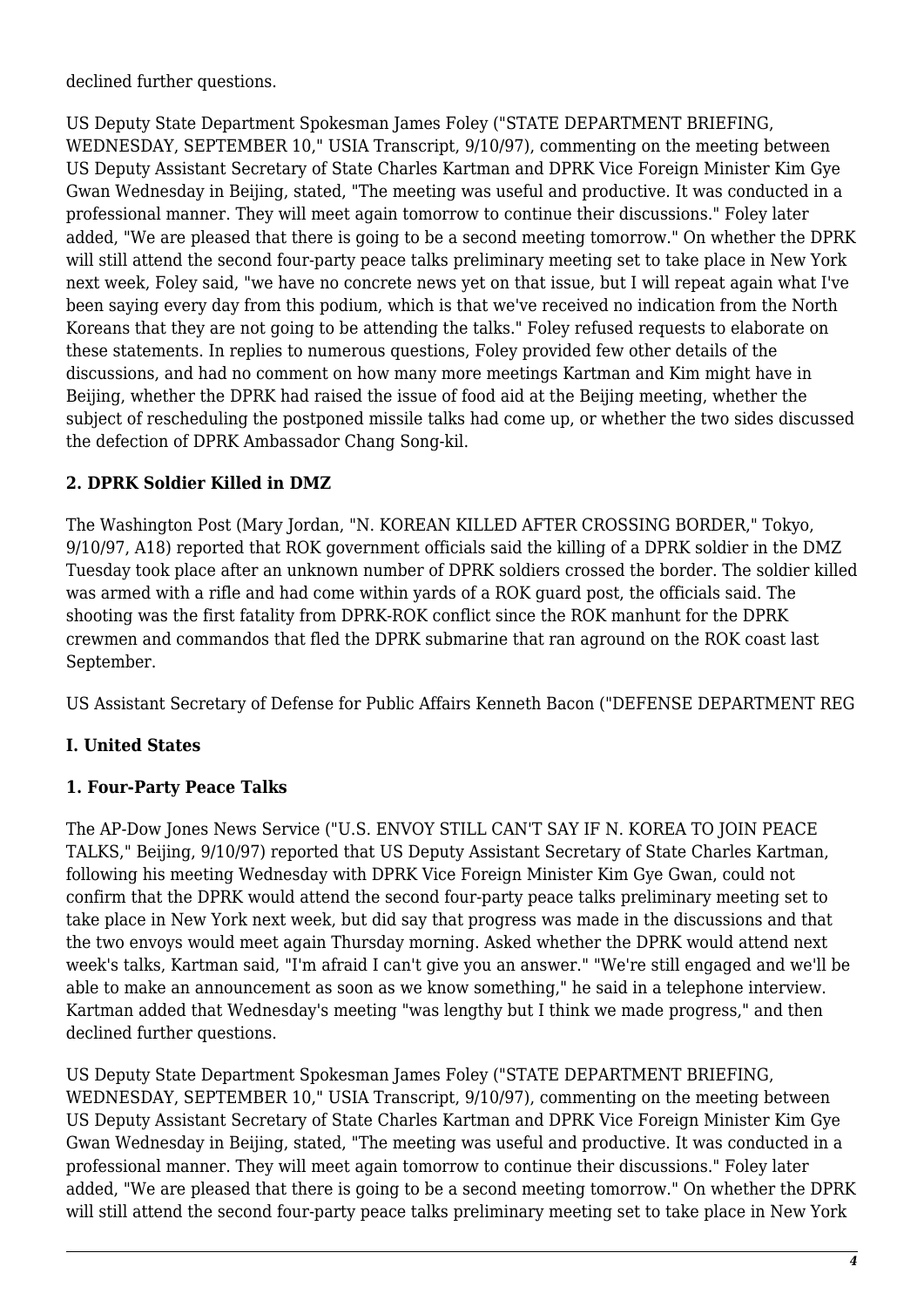declined further questions.

US Deputy State Department Spokesman James Foley ("STATE DEPARTMENT BRIEFING, WEDNESDAY, SEPTEMBER 10," USIA Transcript, 9/10/97), commenting on the meeting between US Deputy Assistant Secretary of State Charles Kartman and DPRK Vice Foreign Minister Kim Gye Gwan Wednesday in Beijing, stated, "The meeting was useful and productive. It was conducted in a professional manner. They will meet again tomorrow to continue their discussions." Foley later added, "We are pleased that there is going to be a second meeting tomorrow." On whether the DPRK will still attend the second four-party peace talks preliminary meeting set to take place in New York next week, Foley said, "we have no concrete news yet on that issue, but I will repeat again what I've been saying every day from this podium, which is that we've received no indication from the North Koreans that they are not going to be attending the talks." Foley refused requests to elaborate on these statements. In replies to numerous questions, Foley provided few other details of the discussions, and had no comment on how many more meetings Kartman and Kim might have in Beijing, whether the DPRK had raised the issue of food aid at the Beijing meeting, whether the subject of rescheduling the postponed missile talks had come up, or whether the two sides discussed the defection of DPRK Ambassador Chang Song-kil.

### 2. DPRK Soldier Killed in DMZ

The Washington Post (Mary Jordan, "N. KOREAN KILLED AFTER CROSSING BORDER," Tokyo, 9/10/97, A18) reported that ROK government officials said the killing of a DPRK soldier in the DMZ Tuesday took place after an unknown number of DPRK soldiers crossed the border. The soldier killed was armed with a rifle and had come within yards of a ROK guard post, the officials said. The shooting was the first fatality from DPRK-ROK conflict since the ROK manhunt for the DPRK crewmen and commandos that fled the DPRK submarine that ran aground on the ROK coast last September.

US Assistant Secretary of Defense for Public Affairs Kenneth Bacon ("DEFENSE DEPARTMENT REG

## I. United States

### 1. Four-Party Peace Talks

The AP-Dow Jones News Service ("U.S. ENVOY STILL CAN'T SAY IF N. KOREA TO JOIN PEACE TALKS," Beijing, 9/10/97) reported that US Deputy Assistant Secretary of State Charles Kartman, following his meeting Wednesday with DPRK Vice Foreign Minister Kim Gye Gwan, could not confirm that the DPRK would attend the second four-party peace talks preliminary meeting set to take place in New York next week, but did say that progress was made in the discussions and that the two envoys would meet again Thursday morning. Asked whether the DPRK would attend next week's talks, Kartman said, "I'm afraid I can't give you an answer." "We're still engaged and we'll be able to make an announcement as soon as we know something," he said in a telephone interview. Kartman added that Wednesday's meeting "was lengthy but I think we made progress," and then declined further questions.

US Deputy State Department Spokesman James Foley ("STATE DEPARTMENT BRIEFING, WEDNESDAY, SEPTEMBER 10," USIA Transcript, 9/10/97), commenting on the meeting between US Deputy Assistant Secretary of State Charles Kartman and DPRK Vice Foreign Minister Kim Gye Gwan Wednesday in Beijing, stated, "The meeting was useful and productive. It was conducted in a professional manner. They will meet again tomorrow to continue their discussions." Foley later added, "We are pleased that there is going to be a second meeting tomorrow." On whether the DPRK will still attend the second four-party peace talks preliminary meeting set to take place in New York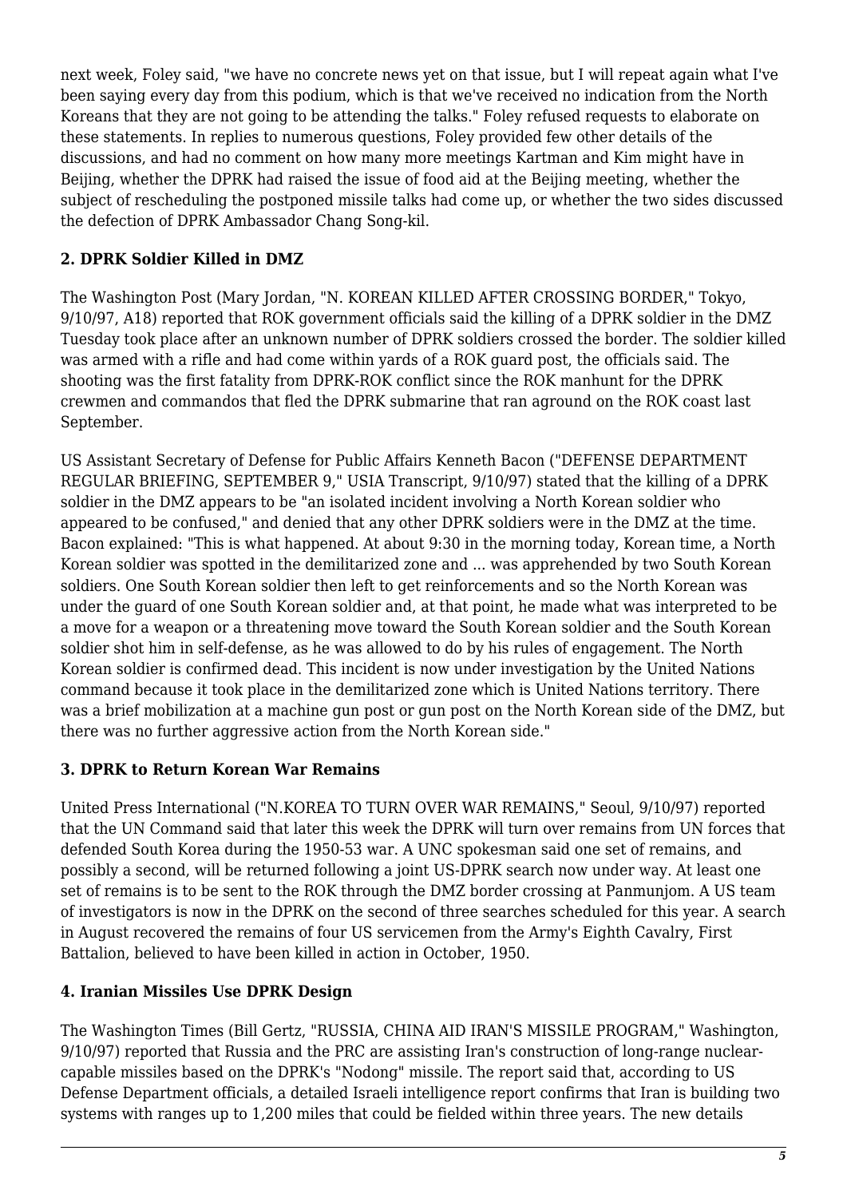next week, Foley said, "we have no concrete news yet on that issue, but I will repeat again what I've been saying every day from this podium, which is that we've received no indication from the North Koreans that they are not going to be attending the talks." Foley refused requests to elaborate on these statements. In replies to numerous questions, Foley provided few other details of the discussions, and had no comment on how many more meetings Kartman and Kim might have in Beijing, whether the DPRK had raised the issue of food aid at the Beijing meeting, whether the subject of rescheduling the postponed missile talks had come up, or whether the two sides discussed the defection of DPRK Ambassador Chang Song-kil.

### 2. DPRK Soldier Killed in DMZ

The Washington Post (Mary Jordan, "N. KOREAN KILLED AFTER CROSSING BORDER," Tokyo, 9/10/97, A18) reported that ROK government officials said the killing of a DPRK soldier in the DMZ Tuesday took place after an unknown number of DPRK soldiers crossed the border. The soldier killed was armed with a rifle and had come within yards of a ROK guard post, the officials said. The shooting was the first fatality from DPRK-ROK conflict since the ROK manhunt for the DPRK crewmen and commandos that fled the DPRK submarine that ran aground on the ROK coast last September.

US Assistant Secretary of Defense for Public Affairs Kenneth Bacon ("DEFENSE DEPARTMENT REGULAR BRIEFING, SEPTEMBER 9," USIA Transcript, 9/10/97) stated that the killing of a DPRK soldier in the DMZ appears to be "an isolated incident involving a North Korean soldier who appeared to be confused," and denied that any other DPRK soldiers were in the DMZ at the time. Bacon explained: "This is what happened. At about 9:30 in the morning today, Korean time, a North Korean soldier was spotted in the demilitarized zone and ... was apprehended by two South Korean soldiers. One South Korean soldier then left to get reinforcements and so the North Korean was under the guard of one South Korean soldier and, at that point, he made what was interpreted to be a move for a weapon or a threatening move toward the South Korean soldier and the South Korean soldier shot him in self-defense, as he was allowed to do by his rules of engagement. The North Korean soldier is confirmed dead. This incident is now under investigation by the United Nations command because it took place in the demilitarized zone which is United Nations territory. There was a brief mobilization at a machine gun post or gun post on the North Korean side of the DMZ, but there was no further aggressive action from the North Korean side."

### 3. DPRK to Return Korean War Remains

United Press International ("N.KOREA TO TURN OVER WAR REMAINS," Seoul, 9/10/97) reported that the UN Command said that later this week the DPRK will turn over remains from UN forces that defended South Korea during the 1950-53 war. A UNC spokesman said one set of remains, and possibly a second, will be returned following a joint US-DPRK search now under way. At least one set of remains is to be sent to the ROK through the DMZ border crossing at Panmunjom. A US team of investigators is now in the DPRK on the second of three searches scheduled for this year. A search in August recovered the remains of four US servicemen from the Army's Eighth Cavalry, First Battalion, believed to have been killed in action in October, 1950.

### 4. Iranian Missiles Use DPRK Design

The Washington Times (Bill Gertz, "RUSSIA, CHINA AID IRAN'S MISSILE PROGRAM," Washington, 9/10/97) reported that Russia and the PRC are assisting Iran's construction of long-range nuclear-capable missiles based on the DPRK's "Nodong" missile. The report said that, according to US Defense Department officials, a detailed Israeli intelligence report confirms that Iran is building two systems with ranges up to 1,200 miles that could be fielded within three years. The new details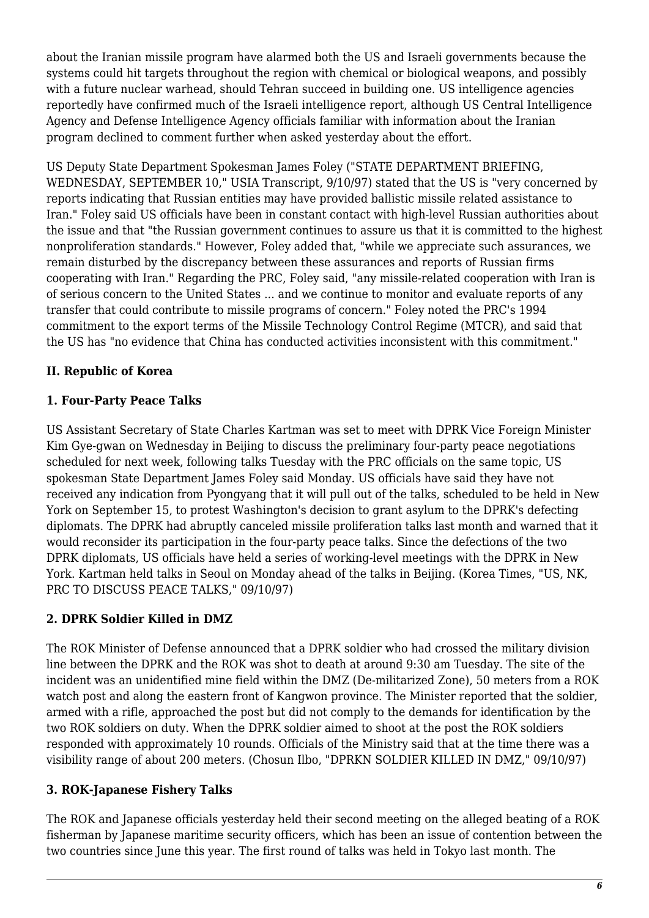about the Iranian missile program have alarmed both the US and Israeli governments because the systems could hit targets throughout the region with chemical or biological weapons, and possibly with a future nuclear warhead, should Tehran succeed in building one. US intelligence agencies reportedly have confirmed much of the Israeli intelligence report, although US Central Intelligence Agency and Defense Intelligence Agency officials familiar with information about the Iranian program declined to comment further when asked yesterday about the effort.

US Deputy State Department Spokesman James Foley ("STATE DEPARTMENT BRIEFING, WEDNESDAY, SEPTEMBER 10," USIA Transcript, 9/10/97) stated that the US is "very concerned by reports indicating that Russian entities may have provided ballistic missile related assistance to Iran." Foley said US officials have been in constant contact with high-level Russian authorities about the issue and that "the Russian government continues to assure us that it is committed to the highest nonproliferation standards." However, Foley added that, "while we appreciate such assurances, we remain disturbed by the discrepancy between these assurances and reports of Russian firms cooperating with Iran." Regarding the PRC, Foley said, "any missile-related cooperation with Iran is of serious concern to the United States ... and we continue to monitor and evaluate reports of any transfer that could contribute to missile programs of concern." Foley noted the PRC's 1994 commitment to the export terms of the Missile Technology Control Regime (MTCR), and said that the US has "no evidence that China has conducted activities inconsistent with this commitment."

### II. Republic of Korea

#### 1. Four-Party Peace Talks

US Assistant Secretary of State Charles Kartman was set to meet with DPRK Vice Foreign Minister Kim Gye-gwan on Wednesday in Beijing to discuss the preliminary four-party peace negotiations scheduled for next week, following talks Tuesday with the PRC officials on the same topic, US spokesman State Department James Foley said Monday. US officials have said they have not received any indication from Pyongyang that it will pull out of the talks, scheduled to be held in New York on September 15, to protest Washington's decision to grant asylum to the DPRK's defecting diplomats. The DPRK had abruptly canceled missile proliferation talks last month and warned that it would reconsider its participation in the four-party peace talks. Since the defections of the two DPRK diplomats, US officials have held a series of working-level meetings with the DPRK in New York. Kartman held talks in Seoul on Monday ahead of the talks in Beijing. (Korea Times, "US, NK, PRC TO DISCUSS PEACE TALKS," 09/10/97)

#### 2. DPRK Soldier Killed in DMZ

The ROK Minister of Defense announced that a DPRK soldier who had crossed the military division line between the DPRK and the ROK was shot to death at around 9:30 am Tuesday. The site of the incident was an unidentified mine field within the DMZ (De-militarized Zone), 50 meters from a ROK watch post and along the eastern front of Kangwon province. The Minister reported that the soldier, armed with a rifle, approached the post but did not comply to the demands for identification by the two ROK soldiers on duty. When the DPRK soldier aimed to shoot at the post the ROK soldiers responded with approximately 10 rounds. Officials of the Ministry said that at the time there was a visibility range of about 200 meters. (Chosun Ilbo, "DPRKN SOLDIER KILLED IN DMZ," 09/10/97)

#### 3. ROK-Japanese Fishery Talks

The ROK and Japanese officials yesterday held their second meeting on the alleged beating of a ROK fisherman by Japanese maritime security officers, which has been an issue of contention between the two countries since June this year. The first round of talks was held in Tokyo last month. The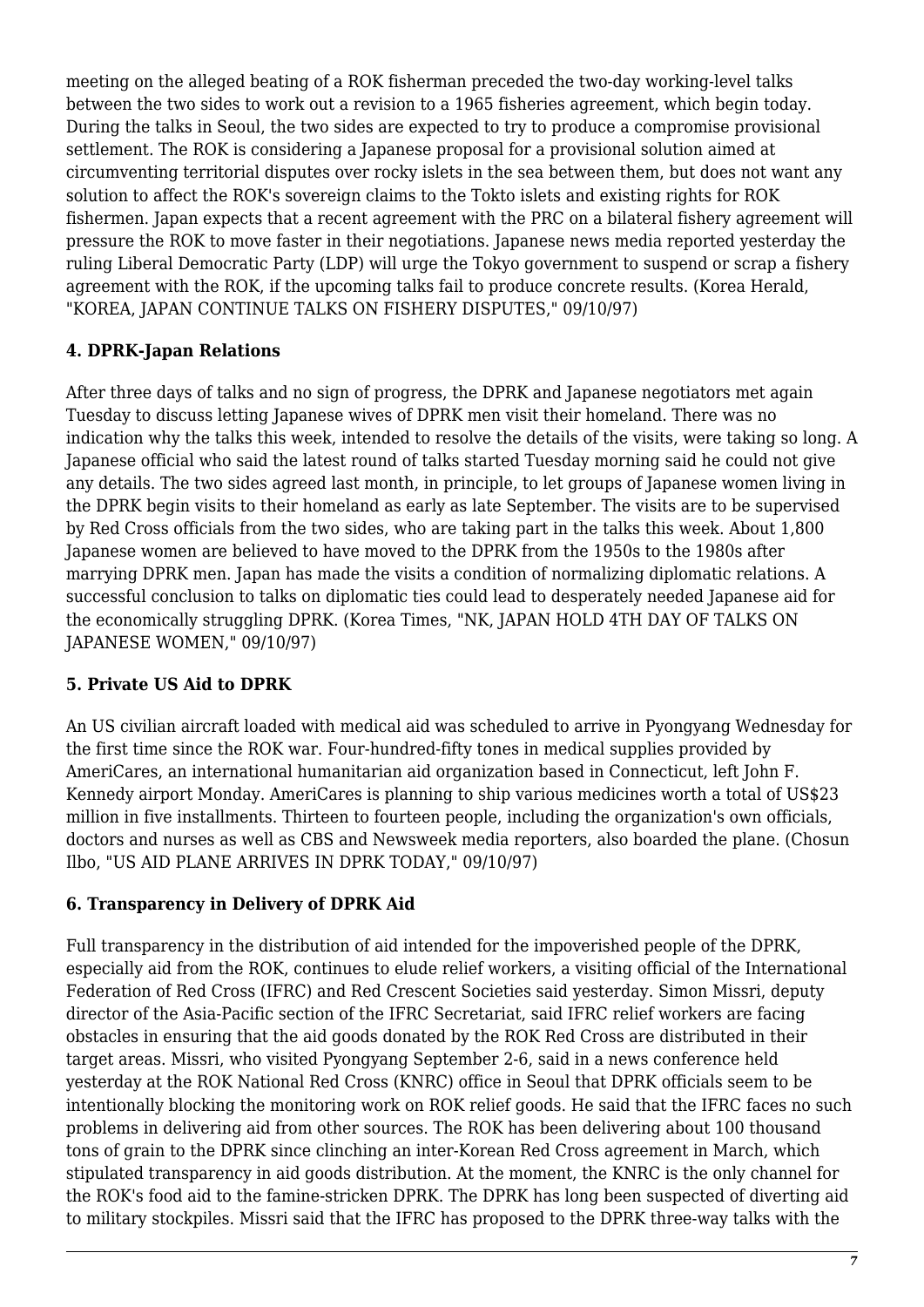meeting on the alleged beating of a ROK fisherman preceded the two-day working-level talks between the two sides to work out a revision to a 1965 fisheries agreement, which begin today. During the talks in Seoul, the two sides are expected to try to produce a compromise provisional settlement. The ROK is considering a Japanese proposal for a provisional solution aimed at circumventing territorial disputes over rocky islets in the sea between them, but does not want any solution to affect the ROK's sovereign claims to the Tokto islets and existing rights for ROK fishermen. Japan expects that a recent agreement with the PRC on a bilateral fishery agreement will pressure the ROK to move faster in their negotiations. Japanese news media reported yesterday the ruling Liberal Democratic Party (LDP) will urge the Tokyo government to suspend or scrap a fishery agreement with the ROK, if the upcoming talks fail to produce concrete results. (Korea Herald, "KOREA, JAPAN CONTINUE TALKS ON FISHERY DISPUTES," 09/10/97)

### 4. DPRK-Japan Relations

After three days of talks and no sign of progress, the DPRK and Japanese negotiators met again Tuesday to discuss letting Japanese wives of DPRK men visit their homeland. There was no indication why the talks this week, intended to resolve the details of the visits, were taking so long. A Japanese official who said the latest round of talks started Tuesday morning said he could not give any details. The two sides agreed last month, in principle, to let groups of Japanese women living in the DPRK begin visits to their homeland as early as late September. The visits are to be supervised by Red Cross officials from the two sides, who are taking part in the talks this week. About 1,800 Japanese women are believed to have moved to the DPRK from the 1950s to the 1980s after marrying DPRK men. Japan has made the visits a condition of normalizing diplomatic relations. A successful conclusion to talks on diplomatic ties could lead to desperately needed Japanese aid for the economically struggling DPRK. (Korea Times, "NK, JAPAN HOLD 4TH DAY OF TALKS ON JAPANESE WOMEN," 09/10/97)

### 5. Private US Aid to DPRK

An US civilian aircraft loaded with medical aid was scheduled to arrive in Pyongyang Wednesday for the first time since the ROK war. Four-hundred-fifty tones in medical supplies provided by AmeriCares, an international humanitarian aid organization based in Connecticut, left John F. Kennedy airport Monday. AmeriCares is planning to ship various medicines worth a total of US$23 million in five installments. Thirteen to fourteen people, including the organization's own officials, doctors and nurses as well as CBS and Newsweek media reporters, also boarded the plane. (Chosun Ilbo, "US AID PLANE ARRIVES IN DPRK TODAY," 09/10/97)

### 6. Transparency in Delivery of DPRK Aid

Full transparency in the distribution of aid intended for the impoverished people of the DPRK, especially aid from the ROK, continues to elude relief workers, a visiting official of the International Federation of Red Cross (IFRC) and Red Crescent Societies said yesterday. Simon Missri, deputy director of the Asia-Pacific section of the IFRC Secretariat, said IFRC relief workers are facing obstacles in ensuring that the aid goods donated by the ROK Red Cross are distributed in their target areas. Missri, who visited Pyongyang September 2-6, said in a news conference held yesterday at the ROK National Red Cross (KNRC) office in Seoul that DPRK officials seem to be intentionally blocking the monitoring work on ROK relief goods. He said that the IFRC faces no such problems in delivering aid from other sources. The ROK has been delivering about 100 thousand tons of grain to the DPRK since clinching an inter-Korean Red Cross agreement in March, which stipulated transparency in aid goods distribution. At the moment, the KNRC is the only channel for the ROK's food aid to the famine-stricken DPRK. The DPRK has long been suspected of diverting aid to military stockpiles. Missri said that the IFRC has proposed to the DPRK three-way talks with the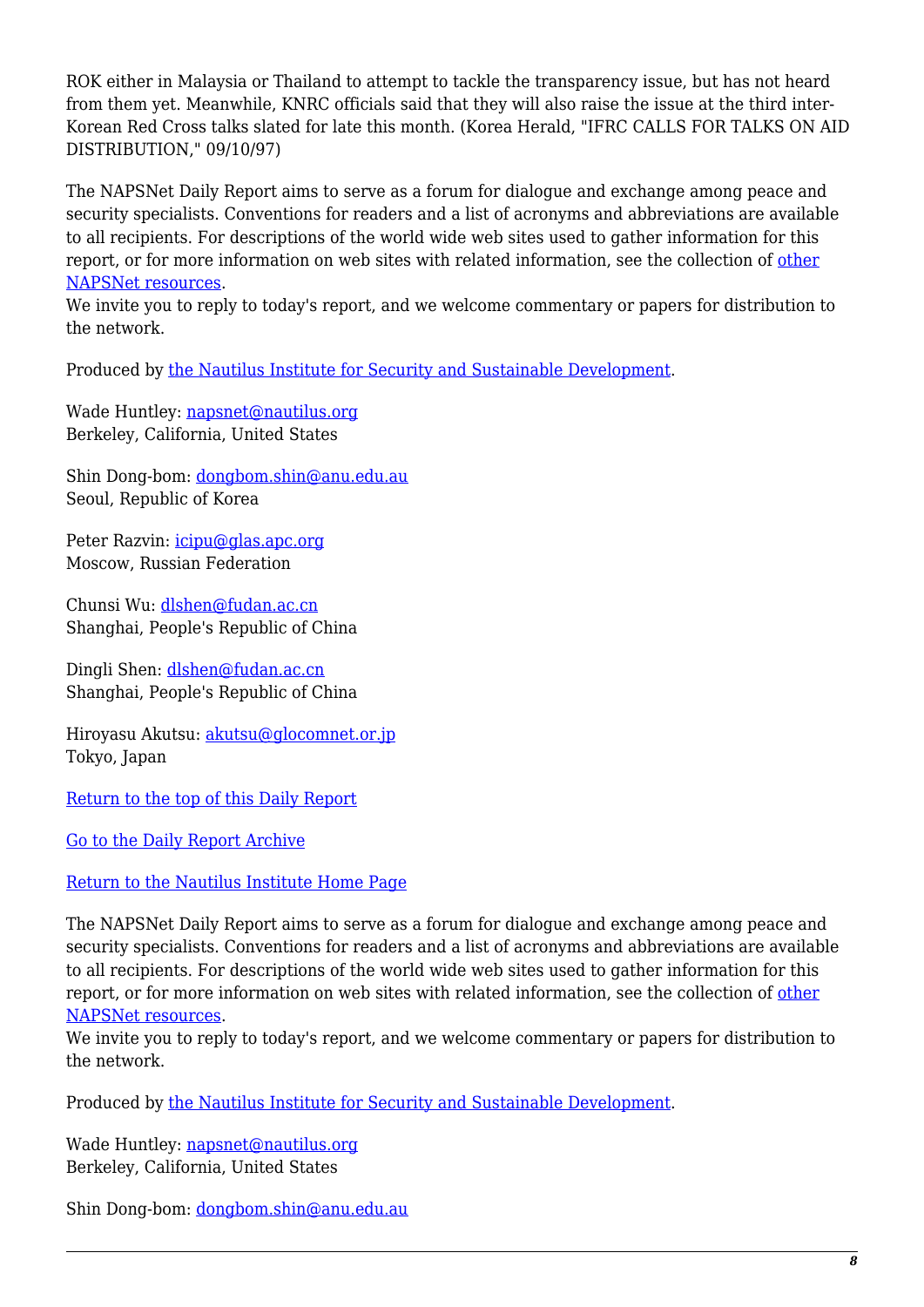ROK either in Malaysia or Thailand to attempt to tackle the transparency issue, but has not heard from them yet. Meanwhile, KNRC officials said that they will also raise the issue at the third inter-Korean Red Cross talks slated for late this month. (Korea Herald, "IFRC CALLS FOR TALKS ON AID DISTRIBUTION," 09/10/97)

The NAPSNet Daily Report aims to serve as a forum for dialogue and exchange among peace and security specialists. Conventions for readers and a list of acronyms and abbreviations are available to all recipients. For descriptions of the world wide web sites used to gather information for this report, or for more information on web sites with related information, see the collection of other NAPSNet resources.
We invite you to reply to today's report, and we welcome commentary or papers for distribution to the network.

Produced by the Nautilus Institute for Security and Sustainable Development.

Wade Huntley: napsnet@nautilus.org
Berkeley, California, United States

Shin Dong-bom: dongbom.shin@anu.edu.au
Seoul, Republic of Korea

Peter Razvin: icipu@glas.apc.org
Moscow, Russian Federation

Chunsi Wu: dlshen@fudan.ac.cn
Shanghai, People's Republic of China

Dingli Shen: dlshen@fudan.ac.cn
Shanghai, People's Republic of China

Hiroyasu Akutsu: akutsu@glocomnet.or.jp
Tokyo, Japan

Return to the top of this Daily Report

Go to the Daily Report Archive

Return to the Nautilus Institute Home Page

The NAPSNet Daily Report aims to serve as a forum for dialogue and exchange among peace and security specialists. Conventions for readers and a list of acronyms and abbreviations are available to all recipients. For descriptions of the world wide web sites used to gather information for this report, or for more information on web sites with related information, see the collection of other NAPSNet resources.
We invite you to reply to today's report, and we welcome commentary or papers for distribution to the network.

Produced by the Nautilus Institute for Security and Sustainable Development.

Wade Huntley: napsnet@nautilus.org
Berkeley, California, United States

Shin Dong-bom: dongbom.shin@anu.edu.au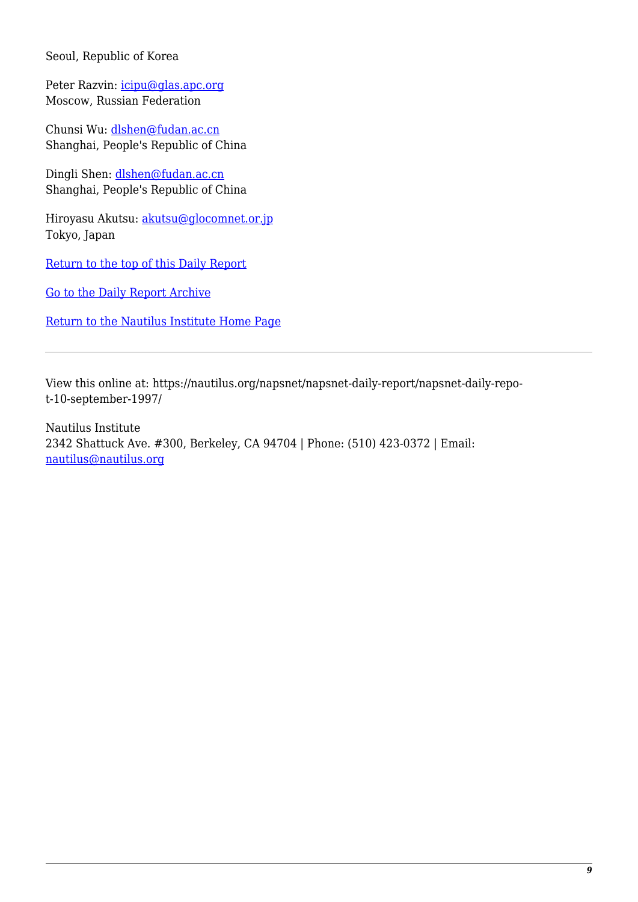Seoul, Republic of Korea

Peter Razvin: [icipu@glas.apc.org](mailto:icipu@glas.apc.org)
Moscow, Russian Federation

Chunsi Wu: [dlshen@fudan.ac.cn](mailto:dlshen@fudan.ac.cn)
Shanghai, People's Republic of China

Dingli Shen: [dlshen@fudan.ac.cn](mailto:dlshen@fudan.ac.cn)
Shanghai, People's Republic of China

Hiroyasu Akutsu: [akutsu@glocomnet.or.jp](mailto:akutsu@glocomnet.or.jp)
Tokyo, Japan

Return to the top of this Daily Report

Go to the Daily Report Archive

Return to the Nautilus Institute Home Page

---

View this online at: https://nautilus.org/napsnet/napsnet-daily-report/napsnet-daily-report-10-september-1997/

Nautilus Institute
2342 Shattuck Ave. #300, Berkeley, CA 94704 | Phone: (510) 423-0372 | Email: [nautilus@nautilus.org](mailto:nautilus@nautilus.org)